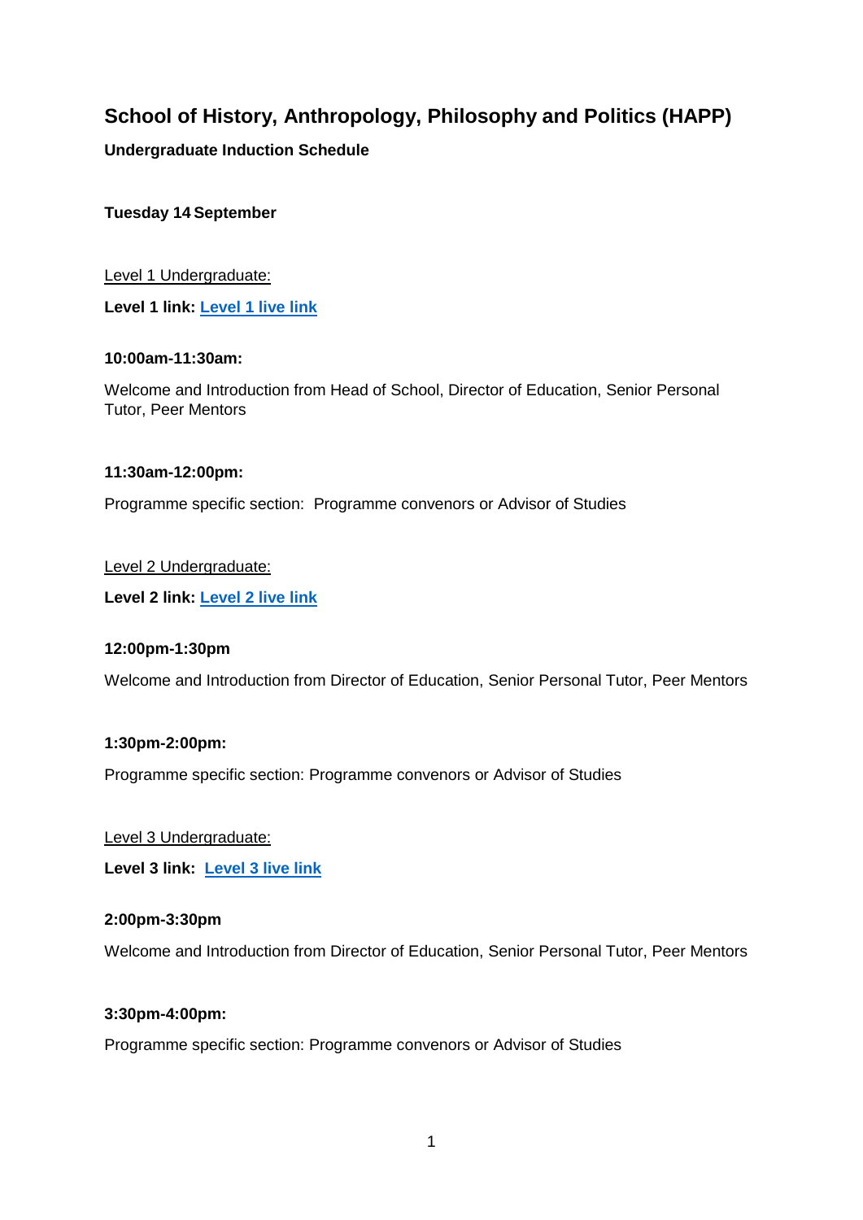# School of History, Anthropology, Philosophy and Politics (HAPP)

**Undergraduate Induction Schedule**

**Tuesday 14 September**

Level 1 Undergraduate:

**Level 1 link: Level 1 live link**

**10:00am-11:30am:**

Welcome and Introduction from Head of School, Director of Education, Senior Personal Tutor, Peer Mentors

**11:30am-12:00pm:**

Programme specific section: Programme convenors or Advisor of Studies

Level 2 Undergraduate:

**Level 2 link: Level 2 live link**

**12:00pm-1:30pm**

Welcome and Introduction from Director of Education, Senior Personal Tutor, Peer Mentors

**1:30pm-2:00pm:**

Programme specific section: Programme convenors or Advisor of Studies

Level 3 Undergraduate:

**Level 3 link: Level 3 live link**

**2:00pm-3:30pm**

Welcome and Introduction from Director of Education, Senior Personal Tutor, Peer Mentors

**3:30pm-4:00pm:**

Programme specific section: Programme convenors or Advisor of Studies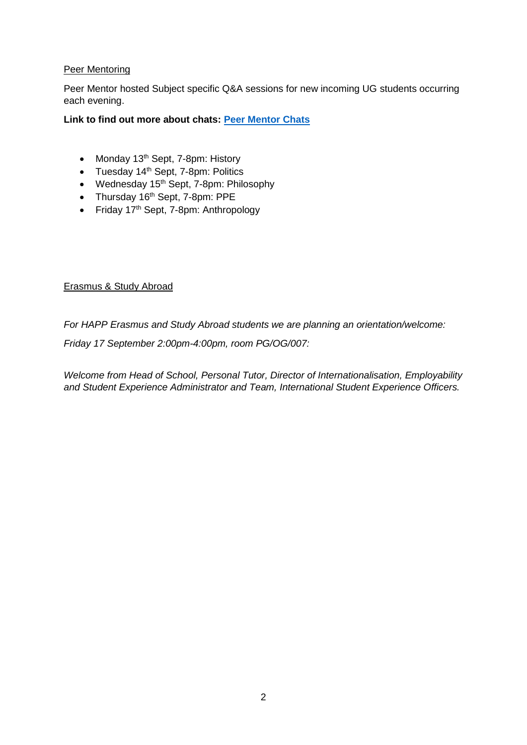Peer Mentoring

Peer Mentor hosted Subject specific Q&A sessions for new incoming UG students occurring each evening.

**Link to find out more about chats: Peer Mentor Chats**

- Monday 13th Sept, 7-8pm: History
- Tuesday 14th Sept, 7-8pm: Politics
- Wednesday 15th Sept, 7-8pm: Philosophy
- Thursday 16th Sept, 7-8pm: PPE
- Friday 17th Sept, 7-8pm: Anthropology

Erasmus & Study Abroad

*For HAPP Erasmus and Study Abroad students we are planning an orientation/welcome:*

*Friday 17 September 2:00pm-4:00pm, room PG/OG/007:*

*Welcome from Head of School, Personal Tutor, Director of Internationalisation, Employability and Student Experience Administrator and Team, International Student Experience Officers.*